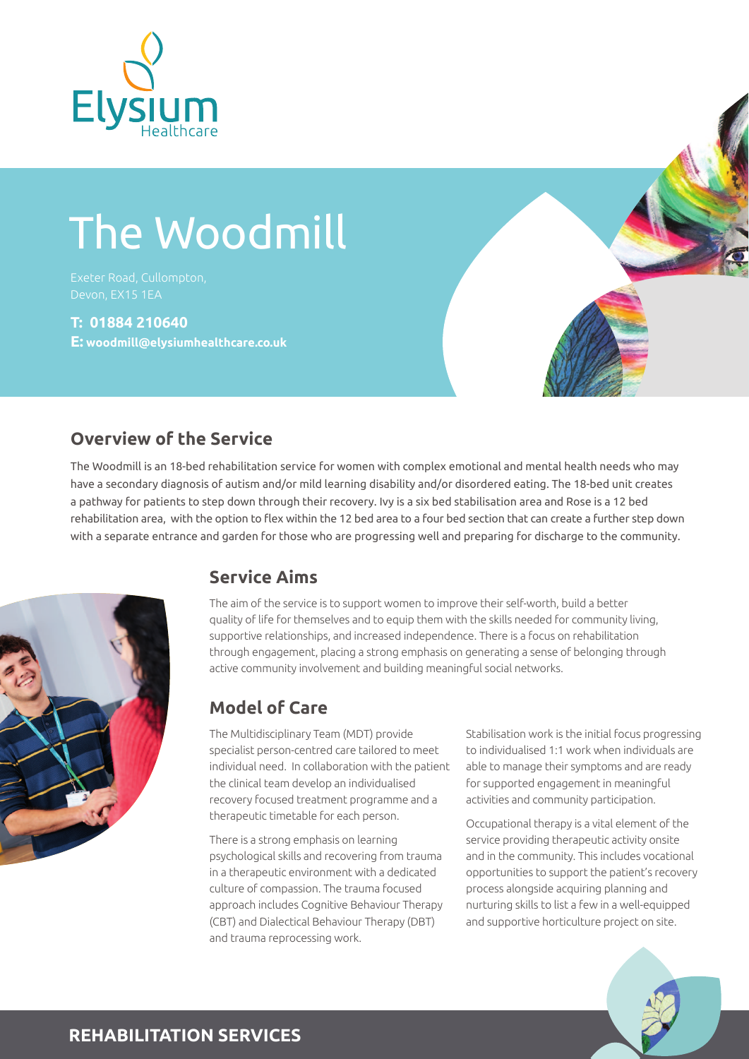Elysium Healthcare

# The Woodmill

Exeter Road, Cullompton,
Devon, EX15 1EA

**T: 01884 210640**
**E: woodmill@elysiumhealthcare.co.uk**

## Overview of the Service

The Woodmill is an 18-bed rehabilitation service for women with complex emotional and mental health needs who may have a secondary diagnosis of autism and/or mild learning disability and/or disordered eating. The 18-bed unit creates a pathway for patients to step down through their recovery. Ivy is a six bed stabilisation area and Rose is a 12 bed rehabilitation area, with the option to flex within the 12 bed area to a four bed section that can create a further step down with a separate entrance and garden for those who are progressing well and preparing for discharge to the community.

## Service Aims

The aim of the service is to support women to improve their self-worth, build a better quality of life for themselves and to equip them with the skills needed for community living, supportive relationships, and increased independence. There is a focus on rehabilitation through engagement, placing a strong emphasis on generating a sense of belonging through active community involvement and building meaningful social networks.

## Model of Care

The Multidisciplinary Team (MDT) provide specialist person-centred care tailored to meet individual need. In collaboration with the patient the clinical team develop an individualised recovery focused treatment programme and a therapeutic timetable for each person.

There is a strong emphasis on learning psychological skills and recovering from trauma in a therapeutic environment with a dedicated culture of compassion. The trauma focused approach includes Cognitive Behaviour Therapy (CBT) and Dialectical Behaviour Therapy (DBT) and trauma reprocessing work.

Stabilisation work is the initial focus progressing to individualised 1:1 work when individuals are able to manage their symptoms and are ready for supported engagement in meaningful activities and community participation.

Occupational therapy is a vital element of the service providing therapeutic activity onsite and in the community. This includes vocational opportunities to support the patient's recovery process alongside acquiring planning and nurturing skills to list a few in a well-equipped and supportive horticulture project on site.

**REHABILITATION SERVICES**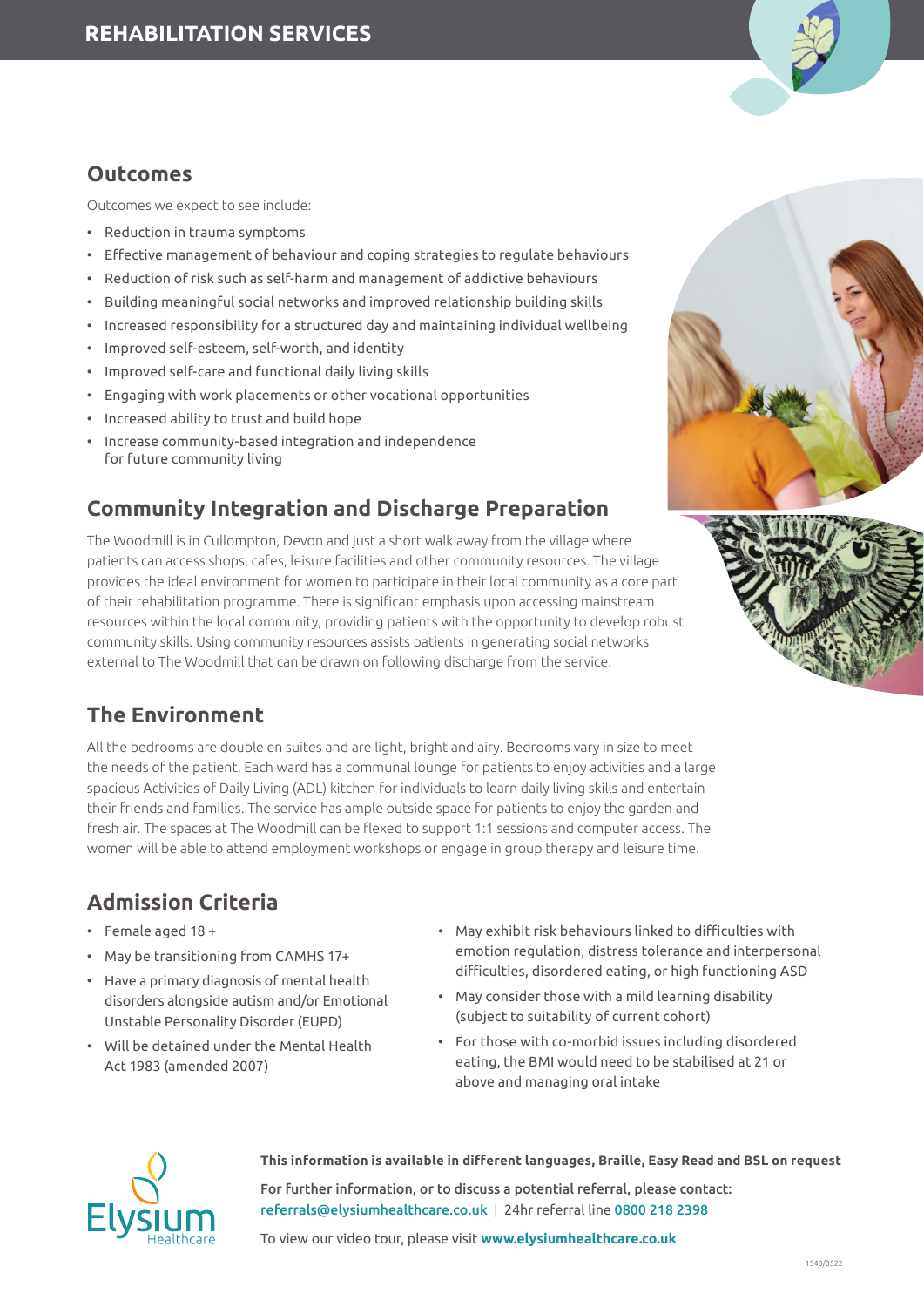## Outcomes

Outcomes we expect to see include:

- Reduction in trauma symptoms
- Effective management of behaviour and coping strategies to regulate behaviours
- Reduction of risk such as self-harm and management of addictive behaviours
- Building meaningful social networks and improved relationship building skills
- Increased responsibility for a structured day and maintaining individual wellbeing
- Improved self-esteem, self-worth, and identity
- Improved self-care and functional daily living skills
- Engaging with work placements or other vocational opportunities
- Increased ability to trust and build hope
- Increase community-based integration and independence for future community living

## Community Integration and Discharge Preparation

The Woodmill is in Cullompton, Devon and just a short walk away from the village where patients can access shops, cafes, leisure facilities and other community resources. The village provides the ideal environment for women to participate in their local community as a core part of their rehabilitation programme. There is significant emphasis upon accessing mainstream resources within the local community, providing patients with the opportunity to develop robust community skills. Using community resources assists patients in generating social networks external to The Woodmill that can be drawn on following discharge from the service.

## The Environment

All the bedrooms are double en suites and are light, bright and airy. Bedrooms vary in size to meet the needs of the patient. Each ward has a communal lounge for patients to enjoy activities and a large spacious Activities of Daily Living (ADL) kitchen for individuals to learn daily living skills and entertain their friends and families. The service has ample outside space for patients to enjoy the garden and fresh air. The spaces at The Woodmill can be flexed to support 1:1 sessions and computer access. The women will be able to attend employment workshops or engage in group therapy and leisure time.

## Admission Criteria

- Female aged 18 +
- May be transitioning from CAMHS 17+
- Have a primary diagnosis of mental health disorders alongside autism and/or Emotional Unstable Personality Disorder (EUPD)
- Will be detained under the Mental Health Act 1983 (amended 2007)
- May exhibit risk behaviours linked to difficulties with emotion regulation, distress tolerance and interpersonal difficulties, disordered eating, or high functioning ASD
- May consider those with a mild learning disability (subject to suitability of current cohort)
- For those with co-morbid issues including disordered eating, the BMI would need to be stabilised at 21 or above and managing oral intake

Elysium Healthcare

**This information is available in different languages, Braille, Easy Read and BSL on request**

For further information, or to discuss a potential referral, please contact:
referrals@elysiumhealthcare.co.uk | 24hr referral line 0800 218 2398

To view our video tour, please visit **www.elysiumhealthcare.co.uk**

1540/0522